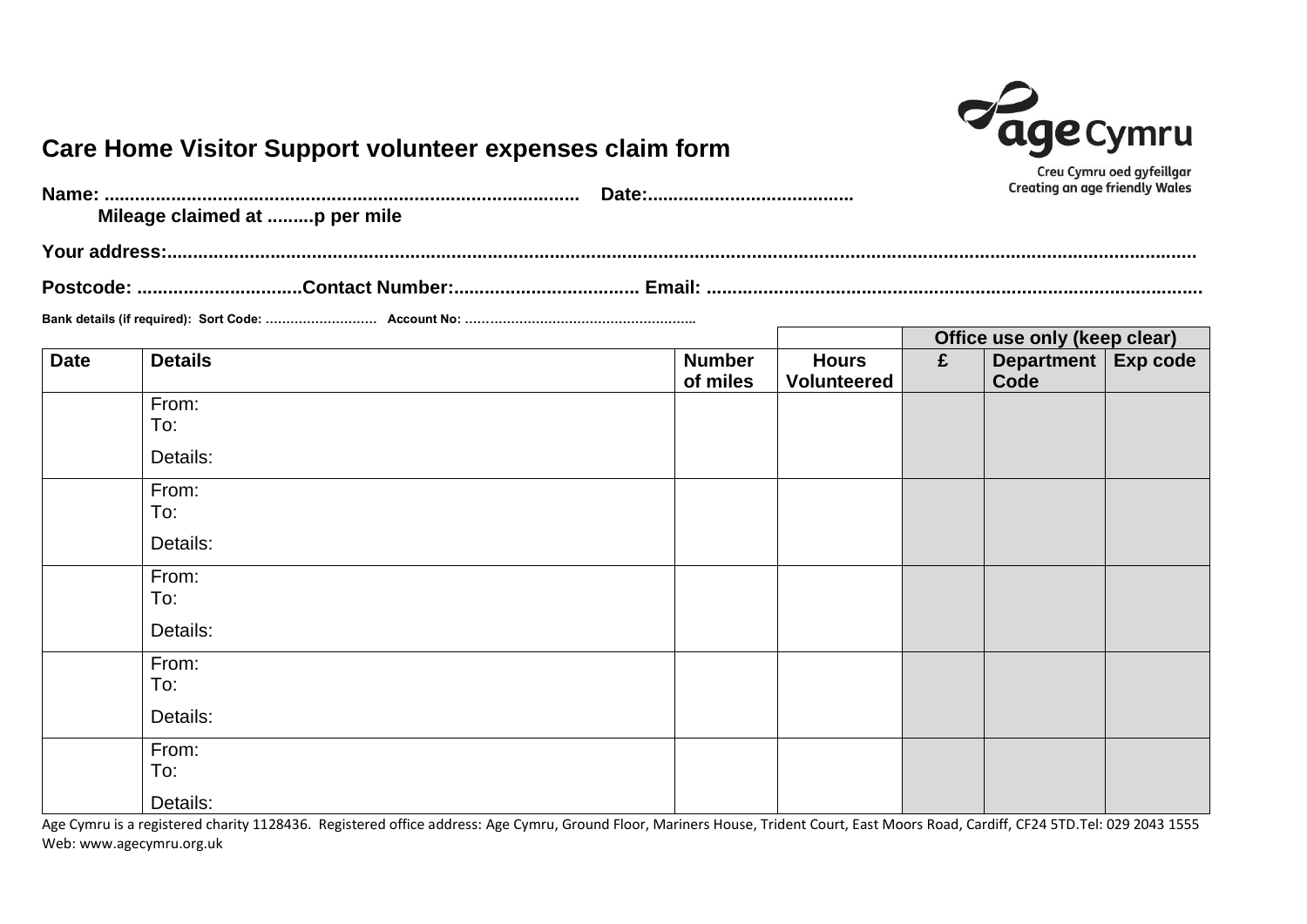## Care Home Visitor Support volunteer expenses claim form

Creu Cymru oed gyfeillgar
Creating an age friendly Wales

**Name: ........................................................................................ Date:.......................................**

**Mileage claimed at .........p per mile**

**Your address:...............................................................................................................................................................................**

**Postcode: ................................Contact Number:................................... Email: ...............................................................................................**

**Bank details (if required): Sort Code: ……………………… Account No: ………………………………………………..**

| Date | Details | Number of miles | Hours Volunteered | Office use only (keep clear) £ | Department Code | Exp code |
|---|---|---|---|---|---|---|
| | From:<br>To:<br>Details: | | | | | |
| | From:<br>To:<br>Details: | | | | | |
| | From:<br>To:<br>Details: | | | | | |
| | From:<br>To:<br>Details: | | | | | |
| | From:<br>To:<br>Details: | | | | | |

Age Cymru is a registered charity 1128436. Registered office address: Age Cymru, Ground Floor, Mariners House, Trident Court, East Moors Road, Cardiff, CF24 5TD.Tel: 029 2043 1555
Web: www.agecymru.org.uk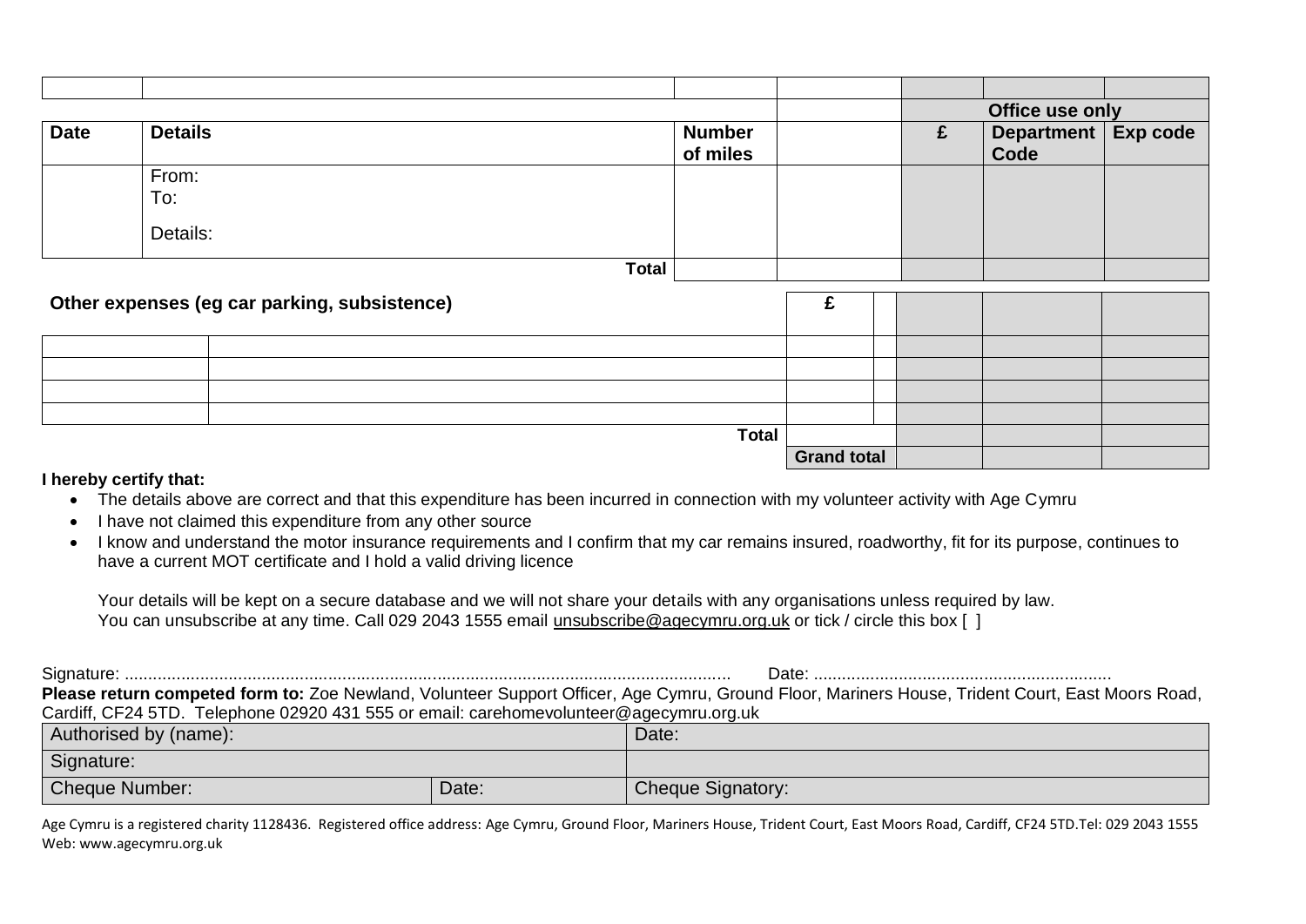| | | | | | | |
|---|---|---|---|---|---|---|
| | | | | | | |
| | | | | **Office use only** | | |
| **Date** | **Details** | **Number of miles** | | **£** | **Department Code** | **Exp code** |
| | From:<br>To:<br>Details: | | | | | |
| | **Total** | | | | | |

| **Other expenses (eg car parking, subsistence)** | | **£** | | | | |
|---|---|---|---|---|---|---|
| | | | | | | |
| | | | | | | |
| | | | | | | |
| | | | | | | |
| | **Total** | | | | | |
| | | **Grand total** | | | | |

**I hereby certify that:**

- The details above are correct and that this expenditure has been incurred in connection with my volunteer activity with Age Cymru
- I have not claimed this expenditure from any other source
- I know and understand the motor insurance requirements and I confirm that my car remains insured, roadworthy, fit for its purpose, continues to have a current MOT certificate and I hold a valid driving licence

Your details will be kept on a secure database and we will not share your details with any organisations unless required by law. You can unsubscribe at any time. Call 029 2043 1555 email unsubscribe@agecymru.org.uk or tick / circle this box [ ]

Signature: ............................................................................................................................ Date: ...............................................................

**Please return competed form to:** Zoe Newland, Volunteer Support Officer, Age Cymru, Ground Floor, Mariners House, Trident Court, East Moors Road, Cardiff, CF24 5TD. Telephone 02920 431 555 or email: carehomevolunteer@agecymru.org.uk

| Authorised by (name): | | Date: |
|---|---|---|
| Signature: | | |
| Cheque Number: | Date: | Cheque Signatory: |

Age Cymru is a registered charity 1128436. Registered office address: Age Cymru, Ground Floor, Mariners House, Trident Court, East Moors Road, Cardiff, CF24 5TD.Tel: 029 2043 1555 Web: www.agecymru.org.uk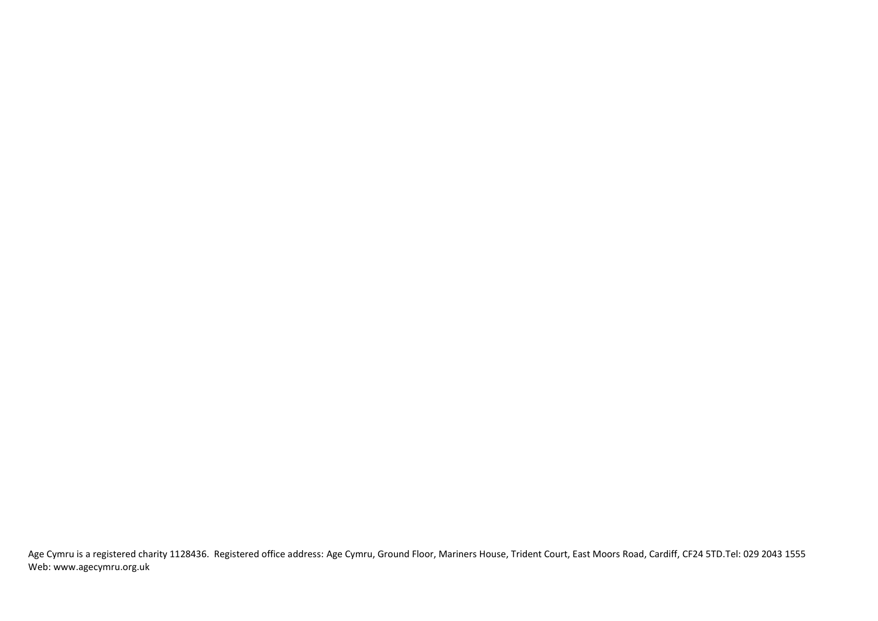Age Cymru is a registered charity 1128436. Registered office address: Age Cymru, Ground Floor, Mariners House, Trident Court, East Moors Road, Cardiff, CF24 5TD.Tel: 029 2043 1555
Web: www.agecymru.org.uk